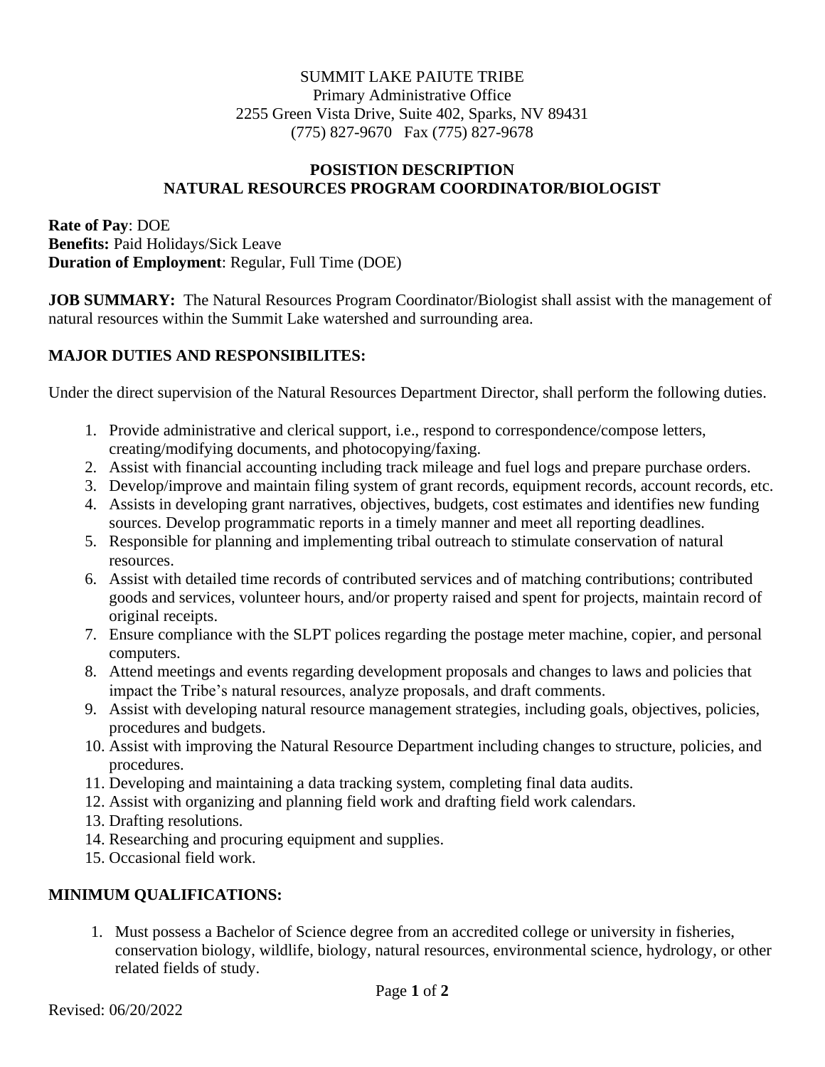SUMMIT LAKE PAIUTE TRIBE
Primary Administrative Office
2255 Green Vista Drive, Suite 402, Sparks, NV 89431
(775) 827-9670 Fax (775) 827-9678

**POSISTION DESCRIPTION**
**NATURAL RESOURCES PROGRAM COORDINATOR/BIOLOGIST**

**Rate of Pay**: DOE
**Benefits:** Paid Holidays/Sick Leave
**Duration of Employment**: Regular, Full Time (DOE)

**JOB SUMMARY:** The Natural Resources Program Coordinator/Biologist shall assist with the management of natural resources within the Summit Lake watershed and surrounding area.

**MAJOR DUTIES AND RESPONSIBILITES:**

Under the direct supervision of the Natural Resources Department Director, shall perform the following duties.

1. Provide administrative and clerical support, i.e., respond to correspondence/compose letters, creating/modifying documents, and photocopying/faxing.
2. Assist with financial accounting including track mileage and fuel logs and prepare purchase orders.
3. Develop/improve and maintain filing system of grant records, equipment records, account records, etc.
4. Assists in developing grant narratives, objectives, budgets, cost estimates and identifies new funding sources. Develop programmatic reports in a timely manner and meet all reporting deadlines.
5. Responsible for planning and implementing tribal outreach to stimulate conservation of natural resources.
6. Assist with detailed time records of contributed services and of matching contributions; contributed goods and services, volunteer hours, and/or property raised and spent for projects, maintain record of original receipts.
7. Ensure compliance with the SLPT polices regarding the postage meter machine, copier, and personal computers.
8. Attend meetings and events regarding development proposals and changes to laws and policies that impact the Tribe's natural resources, analyze proposals, and draft comments.
9. Assist with developing natural resource management strategies, including goals, objectives, policies, procedures and budgets.
10. Assist with improving the Natural Resource Department including changes to structure, policies, and procedures.
11. Developing and maintaining a data tracking system, completing final data audits.
12. Assist with organizing and planning field work and drafting field work calendars.
13. Drafting resolutions.
14. Researching and procuring equipment and supplies.
15. Occasional field work.

**MINIMUM QUALIFICATIONS:**

1. Must possess a Bachelor of Science degree from an accredited college or university in fisheries, conservation biology, wildlife, biology, natural resources, environmental science, hydrology, or other related fields of study.

Revised: 06/20/2022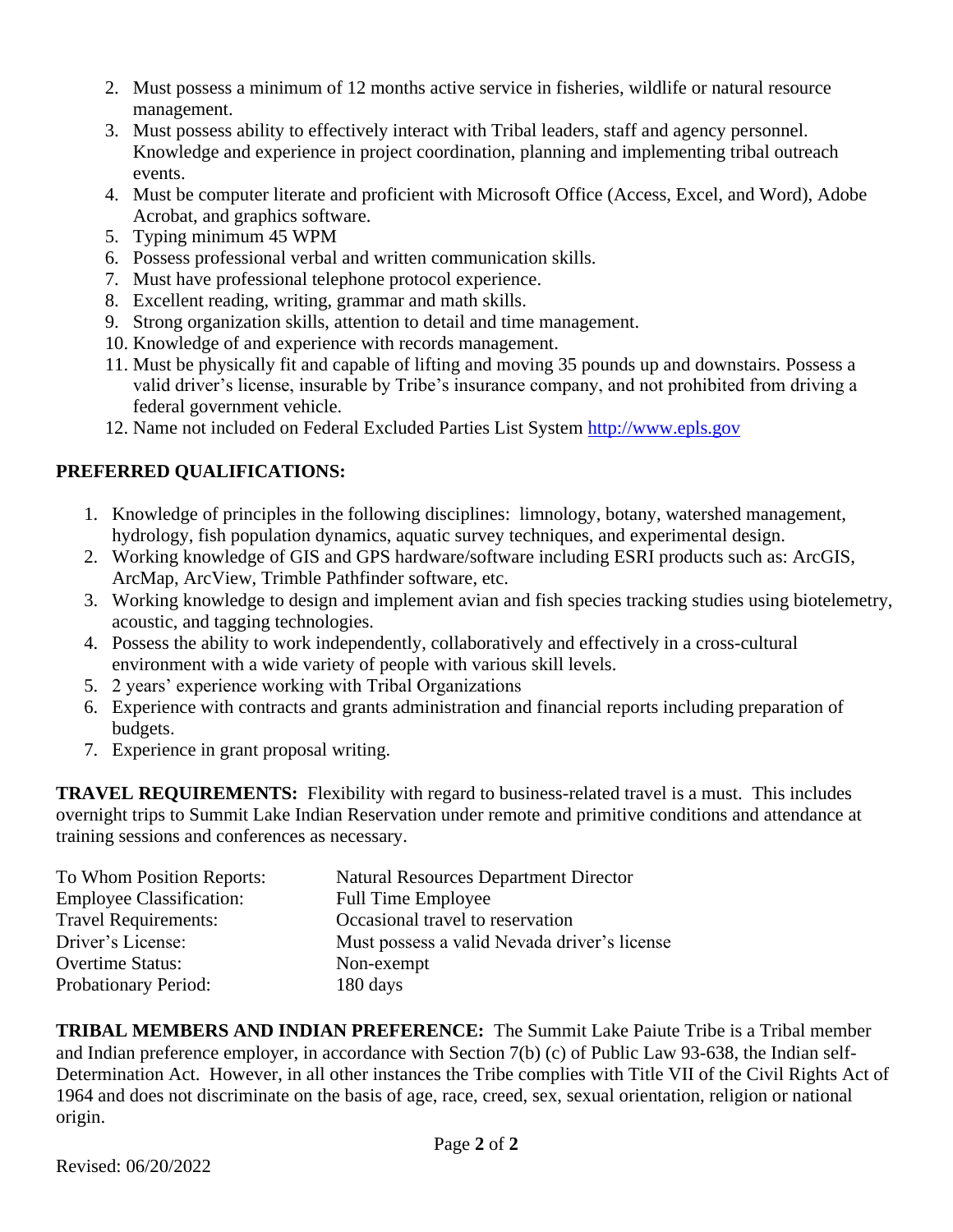2. Must possess a minimum of 12 months active service in fisheries, wildlife or natural resource management.
3. Must possess ability to effectively interact with Tribal leaders, staff and agency personnel. Knowledge and experience in project coordination, planning and implementing tribal outreach events.
4. Must be computer literate and proficient with Microsoft Office (Access, Excel, and Word), Adobe Acrobat, and graphics software.
5. Typing minimum 45 WPM
6. Possess professional verbal and written communication skills.
7. Must have professional telephone protocol experience.
8. Excellent reading, writing, grammar and math skills.
9. Strong organization skills, attention to detail and time management.
10. Knowledge of and experience with records management.
11. Must be physically fit and capable of lifting and moving 35 pounds up and downstairs. Possess a valid driver's license, insurable by Tribe's insurance company, and not prohibited from driving a federal government vehicle.
12. Name not included on Federal Excluded Parties List System [http://www.epls.gov](http://www.epls.gov)

**PREFERRED QUALIFICATIONS:**

1. Knowledge of principles in the following disciplines: limnology, botany, watershed management, hydrology, fish population dynamics, aquatic survey techniques, and experimental design.
2. Working knowledge of GIS and GPS hardware/software including ESRI products such as: ArcGIS, ArcMap, ArcView, Trimble Pathfinder software, etc.
3. Working knowledge to design and implement avian and fish species tracking studies using biotelemetry, acoustic, and tagging technologies.
4. Possess the ability to work independently, collaboratively and effectively in a cross-cultural environment with a wide variety of people with various skill levels.
5. 2 years' experience working with Tribal Organizations
6. Experience with contracts and grants administration and financial reports including preparation of budgets.
7. Experience in grant proposal writing.

**TRAVEL REQUIREMENTS:** Flexibility with regard to business-related travel is a must. This includes overnight trips to Summit Lake Indian Reservation under remote and primitive conditions and attendance at training sessions and conferences as necessary.

| | |
|---|---|
| To Whom Position Reports: | Natural Resources Department Director |
| Employee Classification: | Full Time Employee |
| Travel Requirements: | Occasional travel to reservation |
| Driver's License: | Must possess a valid Nevada driver's license |
| Overtime Status: | Non-exempt |
| Probationary Period: | 180 days |

**TRIBAL MEMBERS AND INDIAN PREFERENCE:** The Summit Lake Paiute Tribe is a Tribal member and Indian preference employer, in accordance with Section 7(b) (c) of Public Law 93-638, the Indian self-Determination Act. However, in all other instances the Tribe complies with Title VII of the Civil Rights Act of 1964 and does not discriminate on the basis of age, race, creed, sex, sexual orientation, religion or national origin.

Revised: 06/20/2022